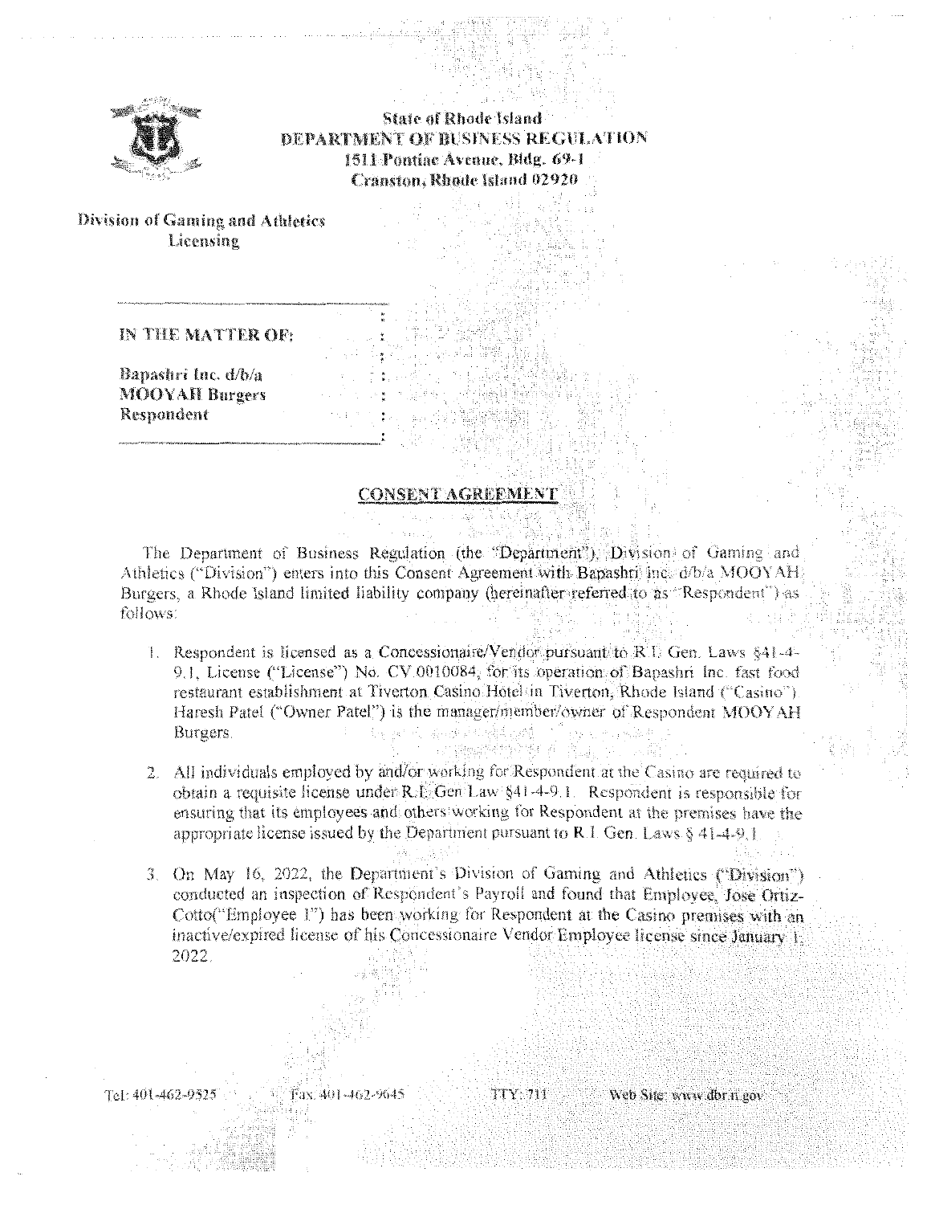**State of Rhode Island**
**DEPARTMENT OF BUSINESS REGULATION**
**1511 Pontiac Avenue, Bldg. 69-1**
**Cranston, Rhode Island 02920**

**Division of Gaming and Athletics Licensing**

**IN THE MATTER OF:**

**Bapashri Inc. d/b/a**
**MOOYAH Burgers**
**Respondent**

## CONSENT AGREEMENT

The Department of Business Regulation (the "Department"), Division of Gaming and Athletics ("Division") enters into this Consent Agreement with Bapashri Inc. d/b/a MOOYAH Burgers, a Rhode Island limited liability company (hereinafter referred to as "Respondent") as follows:

1. Respondent is licensed as a Concessionaire/Vendor pursuant to R.I. Gen. Laws §41-4-9.1, License ("License") No. CV.0010084, for its operation of Bapashri Inc. fast food restaurant establishment at Tiverton Casino Hotel in Tiverton, Rhode Island ("Casino"). Haresh Patel ("Owner Patel") is the manager/member/owner of Respondent MOOYAH Burgers.

2. All individuals employed by and/or working for Respondent at the Casino are required to obtain a requisite license under R.I. Gen Law §41-4-9.1. Respondent is responsible for ensuring that its employees and others working for Respondent at the premises have the appropriate license issued by the Department pursuant to R.I. Gen. Laws § 41-4-9.1.

3. On May 16, 2022, the Department's Division of Gaming and Athletics ("Division") conducted an inspection of Respondent's Payroll and found that Employee, Jose Ortiz-Cotto("Employee 1") has been working for Respondent at the Casino premises with an inactive/expired license of his Concessionaire Vendor Employee license since January 1, 2022.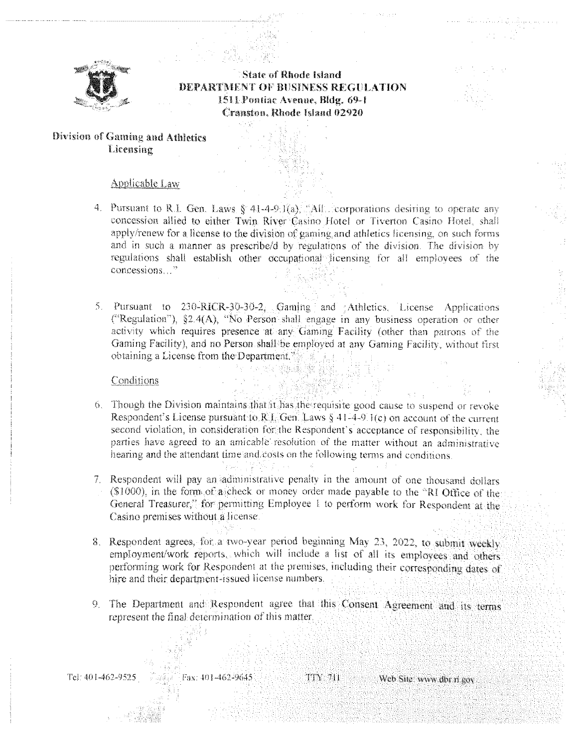State of Rhode Island
DEPARTMENT OF BUSINESS REGULATION
1511 Pontiac Avenue, Bldg. 69-1
Cranston, Rhode Island 02920

**Division of Gaming and Athletics Licensing**

Applicable Law

4. Pursuant to R.I. Gen. Laws § 41-4-9.1(a), "All... corporations desiring to operate any concession allied to either Twin River Casino Hotel or Tiverton Casino Hotel, shall apply/renew for a license to the division of gaming and athletics licensing, on such forms and in such a manner as prescribe/d by regulations of the division. The division by regulations shall establish other occupational licensing for all employees of the concessions..."

5. Pursuant to 230-RICR-30-30-2, Gaming and Athletics, License Applications ("Regulation"), §2.4(A), "No Person shall engage in any business operation or other activity which requires presence at any Gaming Facility (other than patrons of the Gaming Facility), and no Person shall be employed at any Gaming Facility, without first obtaining a License from the Department."

Conditions

6. Though the Division maintains that it has the requisite good cause to suspend or revoke Respondent's License pursuant to R.I. Gen. Laws § 41-4-9.1(c) on account of the current second violation, in consideration for the Respondent's acceptance of responsibility, the parties have agreed to an amicable resolution of the matter without an administrative hearing and the attendant time and costs on the following terms and conditions.

7. Respondent will pay an administrative penalty in the amount of one thousand dollars ($1000), in the form of a check or money order made payable to the "RI Office of the General Treasurer," for permitting Employee 1 to perform work for Respondent at the Casino premises without a license.

8. Respondent agrees, for a two-year period beginning May 23, 2022, to submit weekly employment/work reports, which will include a list of all its employees and others performing work for Respondent at the premises, including their corresponding dates of hire and their department-issued license numbers.

9. The Department and Respondent agree that this Consent Agreement and its terms represent the final determination of this matter.

Tel: 401-462-9525 Fax: 401-462-9645 TTY: 711 Web Site: www.dbr.ri.gov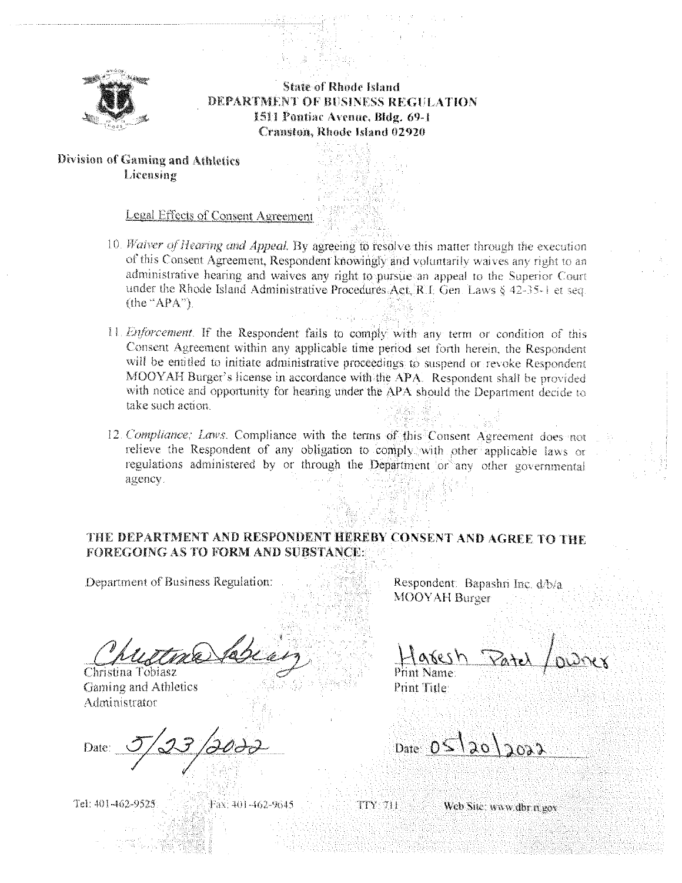State of Rhode Island
**DEPARTMENT OF BUSINESS REGULATION**
1511 Pontiac Avenue, Bldg. 69-1
Cranston, Rhode Island 02920

**Division of Gaming and Athletics Licensing**

Legal Effects of Consent Agreement

10. *Waiver of Hearing and Appeal.* By agreeing to resolve this matter through the execution of this Consent Agreement, Respondent knowingly and voluntarily waives any right to an administrative hearing and waives any right to pursue an appeal to the Superior Court under the Rhode Island Administrative Procedures Act, R.I. Gen. Laws § 42-35-1 et seq. (the "APA").

11. *Enforcement.* If the Respondent fails to comply with any term or condition of this Consent Agreement within any applicable time period set forth herein, the Respondent will be entitled to initiate administrative proceedings to suspend or revoke Respondent MOOYAH Burger's license in accordance with the APA. Respondent shall be provided with notice and opportunity for hearing under the APA should the Department decide to take such action.

12. *Compliance; Laws.* Compliance with the terms of this Consent Agreement does not relieve the Respondent of any obligation to comply with other applicable laws or regulations administered by or through the Department or any other governmental agency.

**THE DEPARTMENT AND RESPONDENT HEREBY CONSENT AND AGREE TO THE FOREGOING AS TO FORM AND SUBSTANCE:**

Department of Business Regulation:

Christina Tobiasz
Gaming and Athletics Administrator

Date: 5/23/2022

Respondent: Bapashri Inc. d/b/a MOOYAH Burger

Print Name: Haresh Patel
Print Title: Owner

Date: 05/20/2022

Tel: 401-462-9525 Fax: 401-462-9645 TTY: 711 Web Site: www.dbr.ri.gov